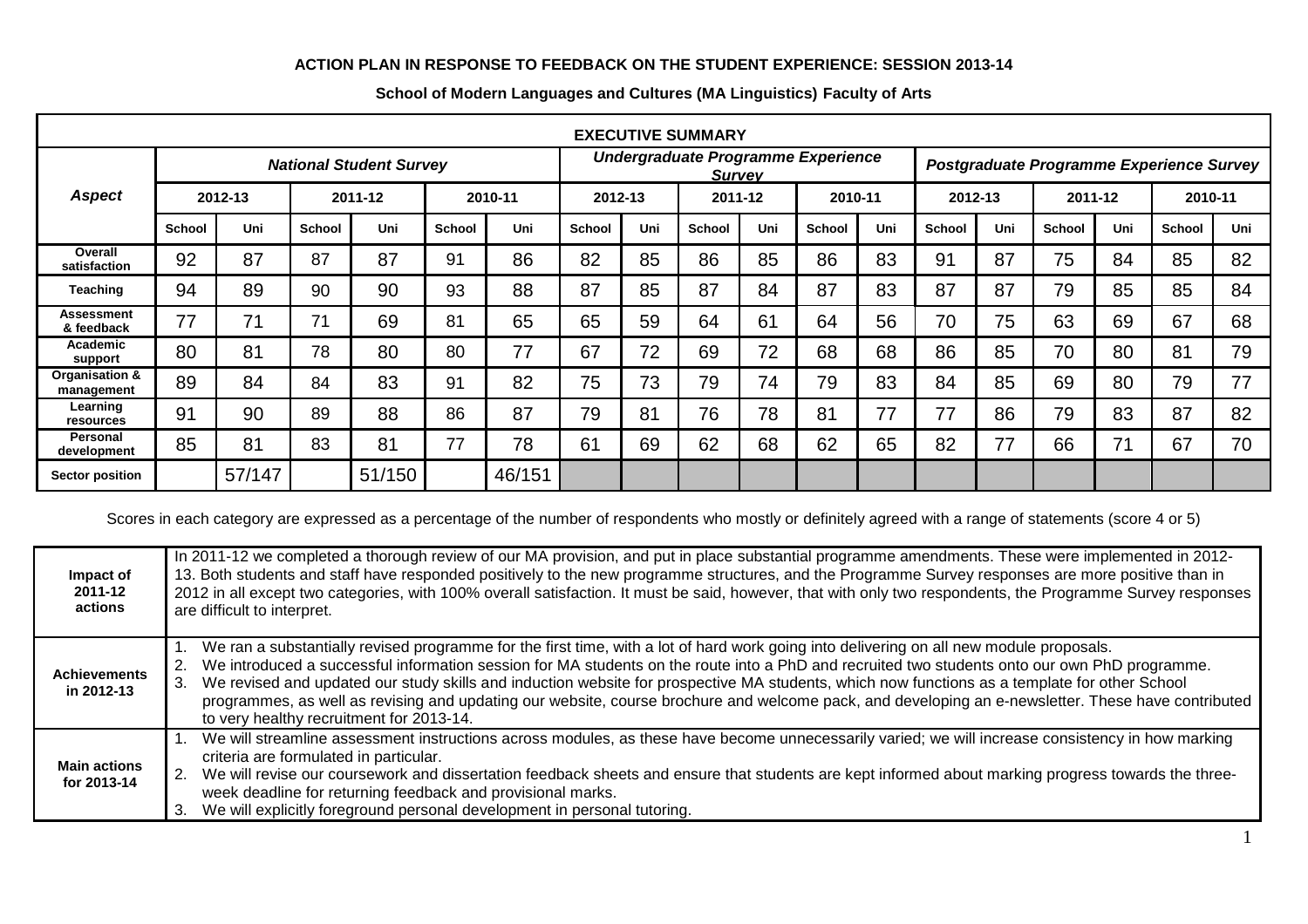**ACTION PLAN IN RESPONSE TO FEEDBACK ON THE STUDENT EXPERIENCE: SESSION 2013-14**

**School of Modern Languages and Cultures (MA Linguistics) Faculty of Arts**

| **EXECUTIVE SUMMARY** | | | | | | | | | | | | | | | | | | |
|---|---|---|---|---|---|---|---|---|---|---|---|---|---|---|---|---|---|---|
| ***Aspect*** | ***National Student Survey*** | | | | | | ***Undergraduate Programme Experience Survey*** | | | | | | ***Postgraduate Programme Experience Survey*** | | | | | |
| | **2012-13** | | **2011-12** | | **2010-11** | | **2012-13** | | **2011-12** | | **2010-11** | | **2012-13** | | **2011-12** | | **2010-11** | |
| | **School** | **Uni** | **School** | **Uni** | **School** | **Uni** | **School** | **Uni** | **School** | **Uni** | **School** | **Uni** | **School** | **Uni** | **School** | **Uni** | **School** | **Uni** |
| **Overall satisfaction** | 92 | 87 | 87 | 87 | 91 | 86 | 82 | 85 | 86 | 85 | 86 | 83 | 91 | 87 | 75 | 84 | 85 | 82 |
| **Teaching** | 94 | 89 | 90 | 90 | 93 | 88 | 87 | 85 | 87 | 84 | 87 | 83 | 87 | 87 | 79 | 85 | 85 | 84 |
| **Assessment & feedback** | 77 | 71 | 71 | 69 | 81 | 65 | 65 | 59 | 64 | 61 | 64 | 56 | 70 | 75 | 63 | 69 | 67 | 68 |
| **Academic support** | 80 | 81 | 78 | 80 | 80 | 77 | 67 | 72 | 69 | 72 | 68 | 68 | 86 | 85 | 70 | 80 | 81 | 79 |
| **Organisation & management** | 89 | 84 | 84 | 83 | 91 | 82 | 75 | 73 | 79 | 74 | 79 | 83 | 84 | 85 | 69 | 80 | 79 | 77 |
| **Learning resources** | 91 | 90 | 89 | 88 | 86 | 87 | 79 | 81 | 76 | 78 | 81 | 77 | 77 | 86 | 79 | 83 | 87 | 82 |
| **Personal development** | 85 | 81 | 83 | 81 | 77 | 78 | 61 | 69 | 62 | 68 | 62 | 65 | 82 | 77 | 66 | 71 | 67 | 70 |
| **Sector position** | | 57/147 | | 51/150 | | 46/151 | | | | | | | | | | | | |

Scores in each category are expressed as a percentage of the number of respondents who mostly or definitely agreed with a range of statements (score 4 or 5)

| | |
|---|---|
| **Impact of 2011-12 actions** | In 2011-12 we completed a thorough review of our MA provision, and put in place substantial programme amendments. These were implemented in 2012-13. Both students and staff have responded positively to the new programme structures, and the Programme Survey responses are more positive than in 2012 in all except two categories, with 100% overall satisfaction. It must be said, however, that with only two respondents, the Programme Survey responses are difficult to interpret. |
| **Achievements in 2012-13** | 1. We ran a substantially revised programme for the first time, with a lot of hard work going into delivering on all new module proposals.<br>2. We introduced a successful information session for MA students on the route into a PhD and recruited two students onto our own PhD programme.<br>3. We revised and updated our study skills and induction website for prospective MA students, which now functions as a template for other School programmes, as well as revising and updating our website, course brochure and welcome pack, and developing an e-newsletter. These have contributed to very healthy recruitment for 2013-14. |
| **Main actions for 2013-14** | 1. We will streamline assessment instructions across modules, as these have become unnecessarily varied; we will increase consistency in how marking criteria are formulated in particular.<br>2. We will revise our coursework and dissertation feedback sheets and ensure that students are kept informed about marking progress towards the three-week deadline for returning feedback and provisional marks.<br>3. We will explicitly foreground personal development in personal tutoring. |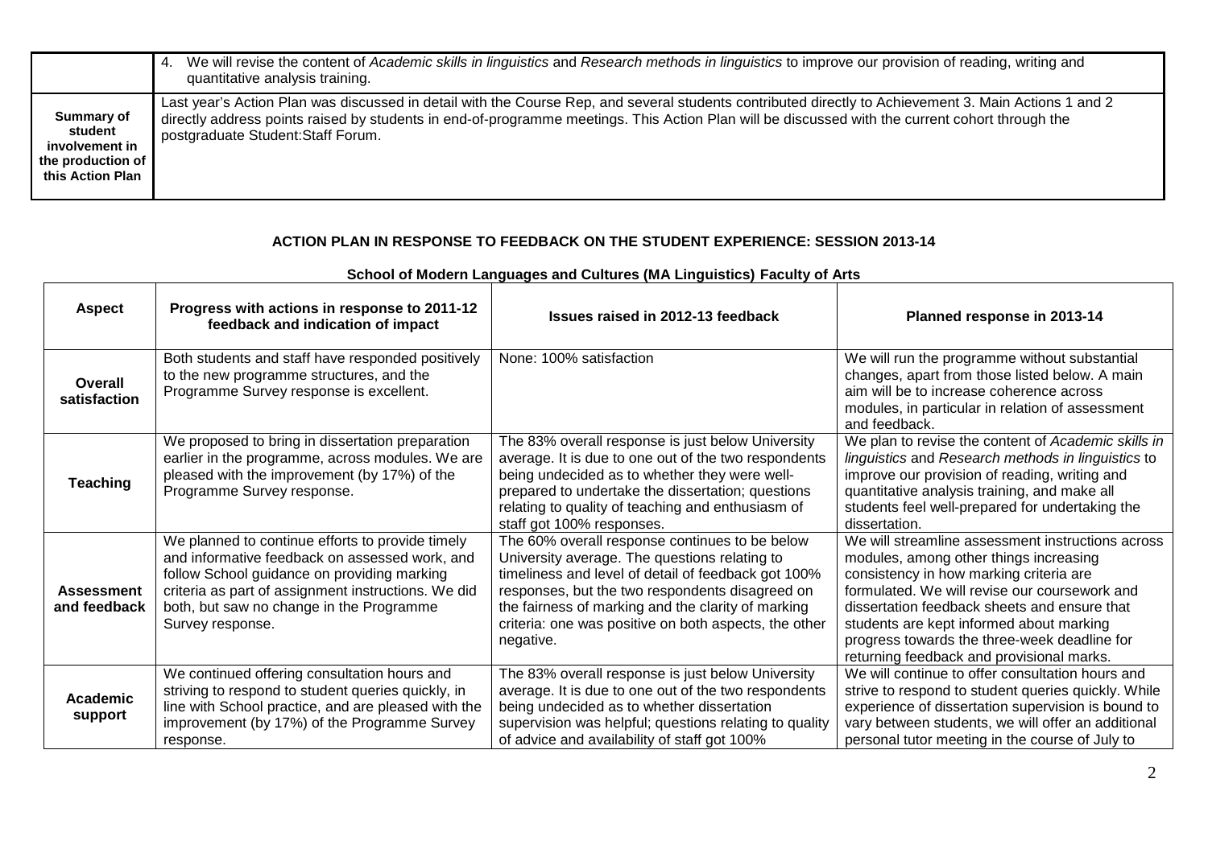| | |
|---|---|
| | 4. We will revise the content of *Academic skills in linguistics* and *Research methods in linguistics* to improve our provision of reading, writing and quantitative analysis training. |
| **Summary of student involvement in the production of this Action Plan** | Last year's Action Plan was discussed in detail with the Course Rep, and several students contributed directly to Achievement 3. Main Actions 1 and 2 directly address points raised by students in end-of-programme meetings. This Action Plan will be discussed with the current cohort through the postgraduate Student:Staff Forum. |

## ACTION PLAN IN RESPONSE TO FEEDBACK ON THE STUDENT EXPERIENCE: SESSION 2013-14

### School of Modern Languages and Cultures (MA Linguistics) Faculty of Arts

| Aspect | Progress with actions in response to 2011-12 feedback and indication of impact | Issues raised in 2012-13 feedback | Planned response in 2013-14 |
|---|---|---|---|
| **Overall satisfaction** | Both students and staff have responded positively to the new programme structures, and the Programme Survey response is excellent. | None: 100% satisfaction | We will run the programme without substantial changes, apart from those listed below. A main aim will be to increase coherence across modules, in particular in relation of assessment and feedback. |
| **Teaching** | We proposed to bring in dissertation preparation earlier in the programme, across modules. We are pleased with the improvement (by 17%) of the Programme Survey response. | The 83% overall response is just below University average. It is due to one out of the two respondents being undecided as to whether they were well-prepared to undertake the dissertation; questions relating to quality of teaching and enthusiasm of staff got 100% responses. | We plan to revise the content of *Academic skills in linguistics* and *Research methods in linguistics* to improve our provision of reading, writing and quantitative analysis training, and make all students feel well-prepared for undertaking the dissertation. |
| **Assessment and feedback** | We planned to continue efforts to provide timely and informative feedback on assessed work, and follow School guidance on providing marking criteria as part of assignment instructions. We did both, but saw no change in the Programme Survey response. | The 60% overall response continues to be below University average. The questions relating to timeliness and level of detail of feedback got 100% responses, but the two respondents disagreed on the fairness of marking and the clarity of marking criteria: one was positive on both aspects, the other negative. | We will streamline assessment instructions across modules, among other things increasing consistency in how marking criteria are formulated. We will revise our coursework and dissertation feedback sheets and ensure that students are kept informed about marking progress towards the three-week deadline for returning feedback and provisional marks. |
| **Academic support** | We continued offering consultation hours and striving to respond to student queries quickly, in line with School practice, and are pleased with the improvement (by 17%) of the Programme Survey response. | The 83% overall response is just below University average. It is due to one out of the two respondents being undecided as to whether dissertation supervision was helpful; questions relating to quality of advice and availability of staff got 100% | We will continue to offer consultation hours and strive to respond to student queries quickly. While experience of dissertation supervision is bound to vary between students, we will offer an additional personal tutor meeting in the course of July to |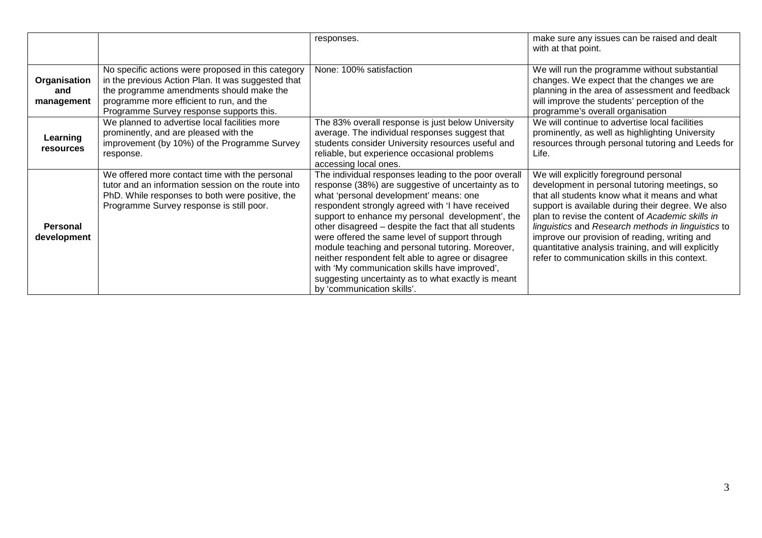| | | | |
|---|---|---|---|
| | | responses. | make sure any issues can be raised and dealt with at that point. |
| **Organisation and management** | No specific actions were proposed in this category in the previous Action Plan. It was suggested that the programme amendments should make the programme more efficient to run, and the Programme Survey response supports this. | None: 100% satisfaction | We will run the programme without substantial changes. We expect that the changes we are planning in the area of assessment and feedback will improve the students' perception of the programme's overall organisation |
| **Learning resources** | We planned to advertise local facilities more prominently, and are pleased with the improvement (by 10%) of the Programme Survey response. | The 83% overall response is just below University average. The individual responses suggest that students consider University resources useful and reliable, but experience occasional problems accessing local ones. | We will continue to advertise local facilities prominently, as well as highlighting University resources through personal tutoring and Leeds for Life. |
| **Personal development** | We offered more contact time with the personal tutor and an information session on the route into PhD. While responses to both were positive, the Programme Survey response is still poor. | The individual responses leading to the poor overall response (38%) are suggestive of uncertainty as to what 'personal development' means: one respondent strongly agreed with 'I have received support to enhance my personal development', the other disagreed – despite the fact that all students were offered the same level of support through module teaching and personal tutoring. Moreover, neither respondent felt able to agree or disagree with 'My communication skills have improved', suggesting uncertainty as to what exactly is meant by 'communication skills'. | We will explicitly foreground personal development in personal tutoring meetings, so that all students know what it means and what support is available during their degree. We also plan to revise the content of *Academic skills in linguistics* and *Research methods in linguistics* to improve our provision of reading, writing and quantitative analysis training, and will explicitly refer to communication skills in this context. |